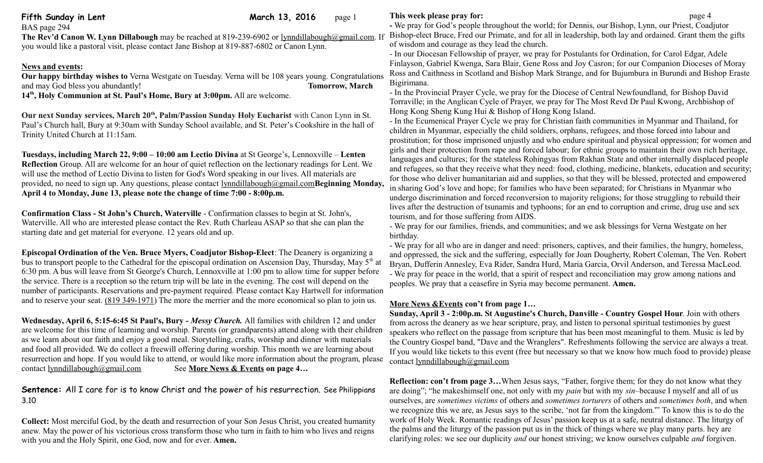**Fifth Sunday in Lent** **March 13, 2016**

BAS page 294

**The Rev'd Canon W. Lynn Dillabough** may be reached at 819-239-6902 or lynndillabough@gmail.com. If you would like a pastoral visit, please contact Jane Bishop at 819-887-6802 or Canon Lynn.

## News and events:

**Our happy birthday wishes to** Verna Westgate on Tuesday. Verna will be 108 years young. Congratulations and may God bless you abundantly! **Tomorrow, March 14th, Holy Communion at St. Paul's Home, Bury at 3:00pm.** All are welcome.

**Our next Sunday services, March 20th, Palm/Passion Sunday Holy Eucharist** with Canon Lynn in St. Paul's Church hall, Bury at 9:30am with Sunday School available, and St. Peter's Cookshire in the hall of Trinity United Church at 11:15am.

**Tuesdays, including March 22, 9:00 – 10:00 am Lectio Divina** at St George's, Lennoxville – **Lenten Reflection** Group. All are welcome for an hour of quiet reflection on the lectionary readings for Lent. We will use the method of Lectio Divina to listen for God's Word speaking in our lives. All materials are provided, no need to sign up. Any questions, please contact lynndillabough@gmail.com**Beginning Monday, April 4 to Monday, June 13, please note the change of time 7:00 - 8:00p.m.**

**Confirmation Class - St John's Church, Waterville** - Confirmation classes to begin at St. John's, Waterville. All who are interested please contact the Rev. Ruth Charleau ASAP so that she can plan the starting date and get material for everyone. 12 years old and up.

**Episcopal Ordination of the Ven. Bruce Myers, Coadjutor Bishop-Elect**: The Deanery is organizing a bus to transport people to the Cathedral for the episcopal ordination on Ascension Day, Thursday, May 5th at 6:30 pm. A bus will leave from St George's Church, Lennoxville at 1:00 pm to allow time for supper before the service. There is a reception so the return trip will be late in the evening. The cost will depend on the number of participants. Reservations and pre-payment required. Please contact Kay Hartwell for information and to reserve your seat. (819 349-1971) The more the merrier and the more economical so plan to join us.

**Wednesday, April 6, 5:15-6:45 St Paul's, Bury -** ***Messy Church.*** All families with children 12 and under are welcome for this time of learning and worship. Parents (or grandparents) attend along with their children as we learn about our faith and enjoy a good meal. Storytelling, crafts, worship and dinner with materials and food all provided. We do collect a freewill offering during worship. This month we are learning about resurrection and hope. If you would like to attend, or would like more information about the program, please contact lynndillabough@gmail.com See **More News & Events on page 4…**

**Sentence:** All I care for is to know Christ and the power of his resurrection. See Philippians 3.10

**Collect:** Most merciful God, by the death and resurrection of your Son Jesus Christ, you created humanity anew. May the power of his victorious cross transform those who turn in faith to him who lives and reigns with you and the Holy Spirit, one God, now and for ever. **Amen.**

## This week please pray for:

- We pray for God's people throughout the world; for Dennis, our Bishop, Lynn, our Priest, Coadjutor Bishop-elect Bruce, Fred our Primate, and for all in leadership, both lay and ordained. Grant them the gifts of wisdom and courage as they lead the church.
- In our Diocesan Fellowship of prayer, we pray for Postulants for Ordination, for Carol Edgar, Adele Finlayson, Gabriel Kwenga, Sara Blair, Gene Ross and Joy Casron; for our Companion Dioceses of Moray Ross and Caithness in Scotland and Bishop Mark Strange, and for Bujumbura in Burundi and Bishop Eraste Bigirimana.
- In the Provincial Prayer Cycle, we pray for the Diocese of Central Newfoundland, for Bishop David Torraville; in the Anglican Cycle of Prayer, we pray for The Most Revd Dr Paul Kwong, Archbishop of Hong Kong Sheng Kung Hui & Bishop of Hong Kong Island.
- In the Ecumenical Prayer Cycle we pray for Christian faith communities in Myanmar and Thailand, for children in Myanmar, especially the child soldiers, orphans, refugees, and those forced into labour and prostitution; for those imprisoned unjustly and who endure spiritual and physical oppression; for women and girls and their protection from rape and forced labour; for ethnic groups to maintain their own rich heritage, languages and cultures; for the stateless Rohingyas from Rakhan State and other internally displaced people and refugees, so that they receive what they need: food, clothing, medicine, blankets, education and security; for those who deliver humanitarian aid and supplies, so that they will be blessed, protected and empowered in sharing God's love and hope; for families who have been separated; for Christians in Myanmar who undergo discrimination and forced reconversion to majority religions; for those struggling to rebuild their lives after the destruction of tsunamis and typhoons; for an end to corruption and crime, drug use and sex tourism, and for those suffering from AIDS.
- We pray for our families, friends, and communities; and we ask blessings for Verna Westgate on her birthday.
- We pray for all who are in danger and need: prisoners, captives, and their families, the hungry, homeless, and oppressed, the sick and the suffering, especially for Joan Dougherty, Robert Coleman, The Ven. Robert Bryan, Dufferin Annesley, Eva Rider, Sandra Hurd, Maria Garcia, Orvil Anderson, and Teressa MacLeod.
- We pray for peace in the world, that a spirit of respect and reconciliation may grow among nations and peoples. We pray that a ceasefire in Syria may become permanent. **Amen.**

## More News &Events con't from page 1…

**Sunday, April 3 - 2:00p.m. St Augustine's Church, Danville - Country Gospel Hour**. Join with others from across the deanery as we hear scripture, pray, and listen to personal spiritual testimonies by guest speakers who reflect on the passage from scripture that has been most meaningful to them. Music is led by the Country Gospel band, "Dave and the Wranglers". Refreshments following the service are always a treat. If you would like tickets to this event (free but necessary so that we know how much food to provide) please contact lynndillabough@gmail.com

**Reflection: con't from page 3…**When Jesus says, "Father, forgive them; for they do not know what they are doing"; "he makeshimself one, not only with my *pain* but with my *sin*–because I myself and all of us ourselves, are *sometimes victims* of others and *sometimes torturers* of others and *sometimes both*, and when we recognize this we are, as Jesus says to the scribe, 'not far from the kingdom.'" To know this is to do the work of Holy Week. Romantic readings of Jesus' passion keep us at a safe, neutral distance. The liturgy of the palms and the liturgy of the passion put us in the thick of things where we play many parts. hey are clarifying roles: we see our duplicity *and* our honest striving; we know ourselves culpable *and* forgiven.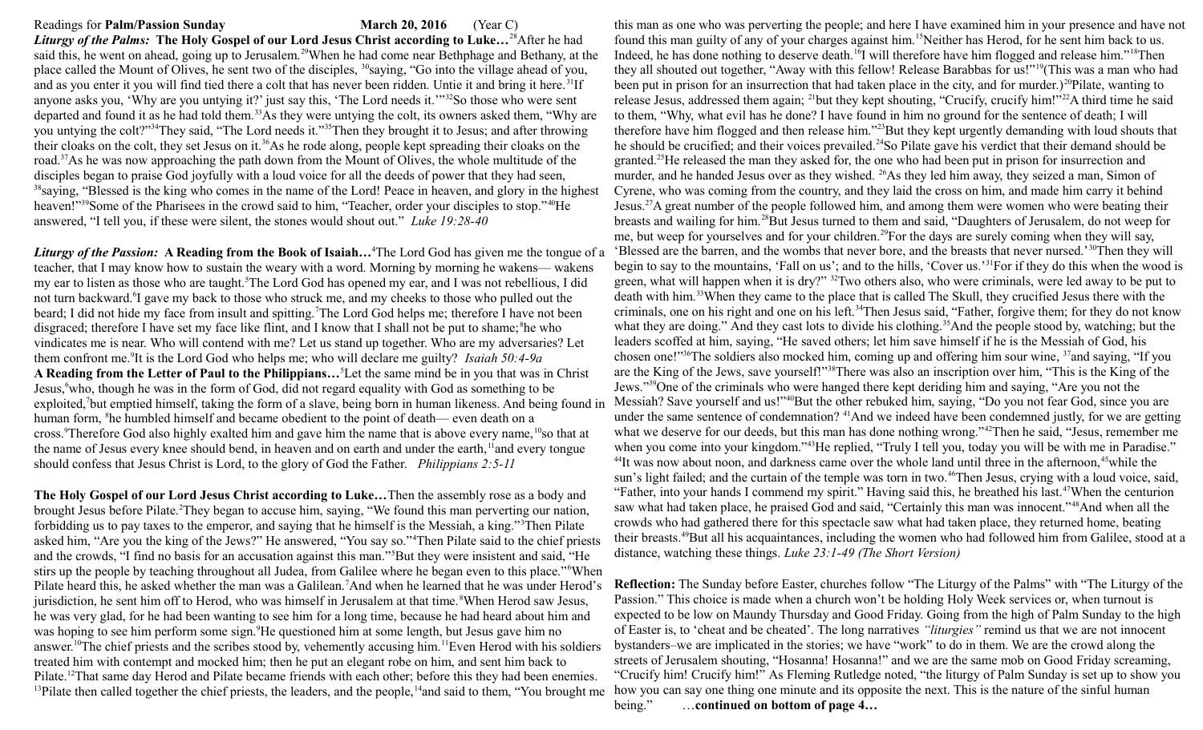Readings for **Palm/Passion Sunday** **March 20, 2016** (Year C)

***Liturgy of the Palms:*** **The Holy Gospel of our Lord Jesus Christ according to Luke…**[28]After he had said this, he went on ahead, going up to Jerusalem.[29]When he had come near Bethphage and Bethany, at the place called the Mount of Olives, he sent two of the disciples, [30]saying, "Go into the village ahead of you, and as you enter it you will find tied there a colt that has never been ridden. Untie it and bring it here.[31]If anyone asks you, 'Why are you untying it?' just say this, 'The Lord needs it.'"[32]So those who were sent departed and found it as he had told them.[33]As they were untying the colt, its owners asked them, "Why are you untying the colt?"[34]They said, "The Lord needs it."[35]Then they brought it to Jesus; and after throwing their cloaks on the colt, they set Jesus on it.[36]As he rode along, people kept spreading their cloaks on the road.[37]As he was now approaching the path down from the Mount of Olives, the whole multitude of the disciples began to praise God joyfully with a loud voice for all the deeds of power that they had seen, [38]saying, "Blessed is the king who comes in the name of the Lord! Peace in heaven, and glory in the highest heaven!"[39]Some of the Pharisees in the crowd said to him, "Teacher, order your disciples to stop."[40]He answered, "I tell you, if these were silent, the stones would shout out." *Luke 19:28-40*

***Liturgy of the Passion:*** **A Reading from the Book of Isaiah…**[4]The Lord God has given me the tongue of a teacher, that I may know how to sustain the weary with a word. Morning by morning he wakens— wakens my ear to listen as those who are taught.[5]The Lord God has opened my ear, and I was not rebellious, I did not turn backward.[6]I gave my back to those who struck me, and my cheeks to those who pulled out the beard; I did not hide my face from insult and spitting.[7]The Lord God helps me; therefore I have not been disgraced; therefore I have set my face like flint, and I know that I shall not be put to shame;[8]he who vindicates me is near. Who will contend with me? Let us stand up together. Who are my adversaries? Let them confront me.[9]It is the Lord God who helps me; who will declare me guilty? *Isaiah 50:4-9a*

**A Reading from the Letter of Paul to the Philippians…**[5]Let the same mind be in you that was in Christ Jesus,[6]who, though he was in the form of God, did not regard equality with God as something to be exploited,[7]but emptied himself, taking the form of a slave, being born in human likeness. And being found in human form, [8]he humbled himself and became obedient to the point of death— even death on a cross.[9]Therefore God also highly exalted him and gave him the name that is above every name,[10]so that at the name of Jesus every knee should bend, in heaven and on earth and under the earth,[11]and every tongue should confess that Jesus Christ is Lord, to the glory of God the Father. *Philippians 2:5-11*

**The Holy Gospel of our Lord Jesus Christ according to Luke…**Then the assembly rose as a body and brought Jesus before Pilate.[2]They began to accuse him, saying, "We found this man perverting our nation, forbidding us to pay taxes to the emperor, and saying that he himself is the Messiah, a king."[3]Then Pilate asked him, "Are you the king of the Jews?" He answered, "You say so."[4]Then Pilate said to the chief priests and the crowds, "I find no basis for an accusation against this man."[5]But they were insistent and said, "He stirs up the people by teaching throughout all Judea, from Galilee where he began even to this place."[6]When Pilate heard this, he asked whether the man was a Galilean.[7]And when he learned that he was under Herod's jurisdiction, he sent him off to Herod, who was himself in Jerusalem at that time.[8]When Herod saw Jesus, he was very glad, for he had been wanting to see him for a long time, because he had heard about him and was hoping to see him perform some sign.[9]He questioned him at some length, but Jesus gave him no answer.[10]The chief priests and the scribes stood by, vehemently accusing him.[11]Even Herod with his soldiers treated him with contempt and mocked him; then he put an elegant robe on him, and sent him back to Pilate.[12]That same day Herod and Pilate became friends with each other; before this they had been enemies. [13]Pilate then called together the chief priests, the leaders, and the people,[14]and said to them, "You brought me this man as one who was perverting the people; and here I have examined him in your presence and have not found this man guilty of any of your charges against him.[15]Neither has Herod, for he sent him back to us. Indeed, he has done nothing to deserve death.[16]I will therefore have him flogged and release him."[18]Then they all shouted out together, "Away with this fellow! Release Barabbas for us!"[19](This was a man who had been put in prison for an insurrection that had taken place in the city, and for murder.)[20]Pilate, wanting to release Jesus, addressed them again; [21]but they kept shouting, "Crucify, crucify him!"[22]A third time he said to them, "Why, what evil has he done? I have found in him no ground for the sentence of death; I will therefore have him flogged and then release him."[23]But they kept urgently demanding with loud shouts that he should be crucified; and their voices prevailed.[24]So Pilate gave his verdict that their demand should be granted.[25]He released the man they asked for, the one who had been put in prison for insurrection and murder, and he handed Jesus over as they wished. [26]As they led him away, they seized a man, Simon of Cyrene, who was coming from the country, and they laid the cross on him, and made him carry it behind Jesus.[27]A great number of the people followed him, and among them were women who were beating their breasts and wailing for him.[28]But Jesus turned to them and said, "Daughters of Jerusalem, do not weep for me, but weep for yourselves and for your children.[29]For the days are surely coming when they will say, 'Blessed are the barren, and the wombs that never bore, and the breasts that never nursed.'[30]Then they will begin to say to the mountains, 'Fall on us'; and to the hills, 'Cover us.'[31]For if they do this when the wood is green, what will happen when it is dry?" [32]Two others also, who were criminals, were led away to be put to death with him.[33]When they came to the place that is called The Skull, they crucified Jesus there with the criminals, one on his right and one on his left.[34]Then Jesus said, "Father, forgive them; for they do not know what they are doing." And they cast lots to divide his clothing.[35]And the people stood by, watching; but the leaders scoffed at him, saying, "He saved others; let him save himself if he is the Messiah of God, his chosen one!"[36]The soldiers also mocked him, coming up and offering him sour wine, [37]and saying, "If you are the King of the Jews, save yourself!"[38]There was also an inscription over him, "This is the King of the Jews."[39]One of the criminals who were hanged there kept deriding him and saying, "Are you not the Messiah? Save yourself and us!"[40]But the other rebuked him, saying, "Do you not fear God, since you are under the same sentence of condemnation? [41]And we indeed have been condemned justly, for we are getting what we deserve for our deeds, but this man has done nothing wrong."[42]Then he said, "Jesus, remember me when you come into your kingdom."[43]He replied, "Truly I tell you, today you will be with me in Paradise." [44]It was now about noon, and darkness came over the whole land until three in the afternoon,[45]while the sun's light failed; and the curtain of the temple was torn in two.[46]Then Jesus, crying with a loud voice, said, "Father, into your hands I commend my spirit." Having said this, he breathed his last.[47]When the centurion saw what had taken place, he praised God and said, "Certainly this man was innocent."[48]And when all the crowds who had gathered there for this spectacle saw what had taken place, they returned home, beating their breasts.[49]But all his acquaintances, including the women who had followed him from Galilee, stood at a distance, watching these things. *Luke 23:1-49 (The Short Version)*

**Reflection:** The Sunday before Easter, churches follow "The Liturgy of the Palms" with "The Liturgy of the Passion." This choice is made when a church won't be holding Holy Week services or, when turnout is expected to be low on Maundy Thursday and Good Friday. Going from the high of Palm Sunday to the high of Easter is, to 'cheat and be cheated'. The long narratives *"liturgies"* remind us that we are not innocent bystanders–we are implicated in the stories; we have "work" to do in them. We are the crowd along the streets of Jerusalem shouting, "Hosanna! Hosanna!" and we are the same mob on Good Friday screaming, "Crucify him! Crucify him!" As Fleming Rutledge noted, "the liturgy of Palm Sunday is set up to show you how you can say one thing one minute and its opposite the next. This is the nature of the sinful human being." …**continued on bottom of page 4…**